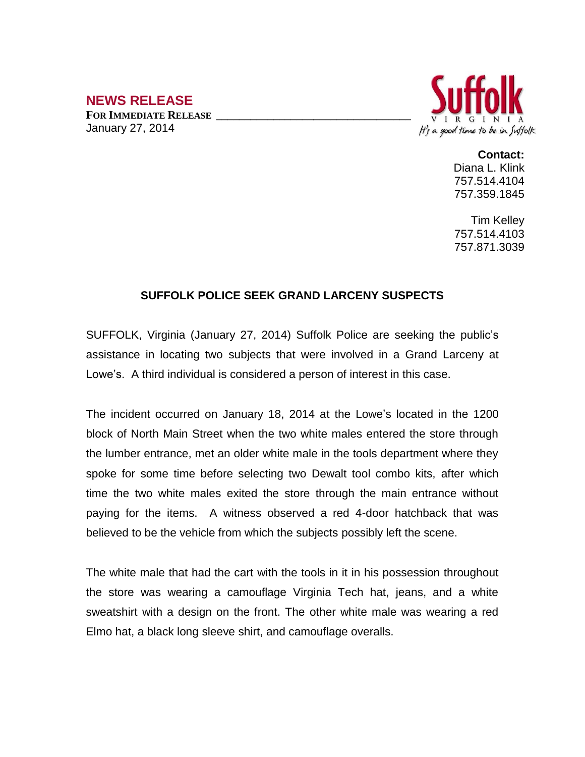# NEWS RELEASE

**FOR IMMEDIATE RELEASE**
January 27, 2014

Suffolk
VIRGINIA
It's a good time to be in Suffolk

**Contact:**
Diana L. Klink
757.514.4104
757.359.1845

Tim Kelley
757.514.4103
757.871.3039

## SUFFOLK POLICE SEEK GRAND LARCENY SUSPECTS

SUFFOLK, Virginia (January 27, 2014) Suffolk Police are seeking the public's assistance in locating two subjects that were involved in a Grand Larceny at Lowe's. A third individual is considered a person of interest in this case.

The incident occurred on January 18, 2014 at the Lowe's located in the 1200 block of North Main Street when the two white males entered the store through the lumber entrance, met an older white male in the tools department where they spoke for some time before selecting two Dewalt tool combo kits, after which time the two white males exited the store through the main entrance without paying for the items. A witness observed a red 4-door hatchback that was believed to be the vehicle from which the subjects possibly left the scene.

The white male that had the cart with the tools in it in his possession throughout the store was wearing a camouflage Virginia Tech hat, jeans, and a white sweatshirt with a design on the front. The other white male was wearing a red Elmo hat, a black long sleeve shirt, and camouflage overalls.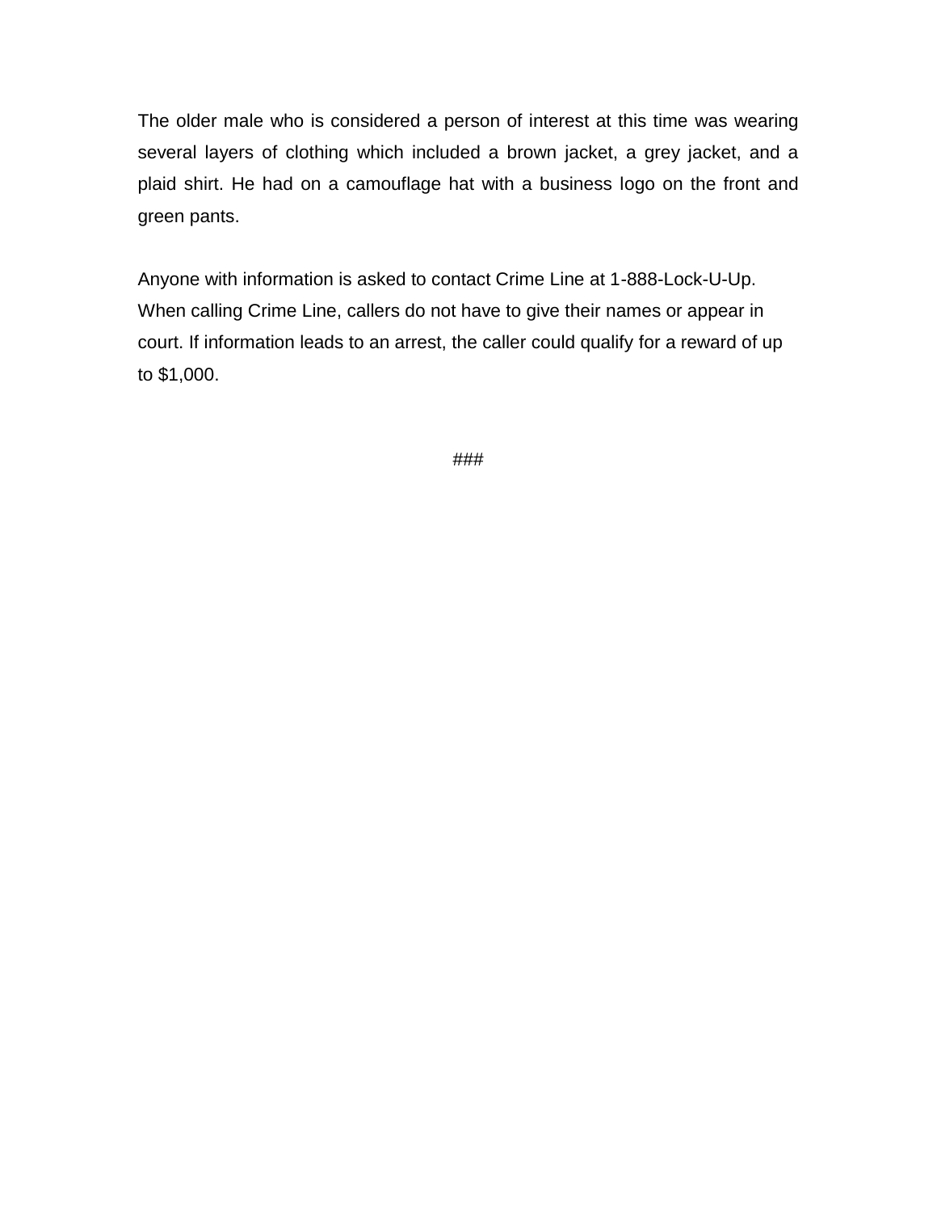The older male who is considered a person of interest at this time was wearing several layers of clothing which included a brown jacket, a grey jacket, and a plaid shirt. He had on a camouflage hat with a business logo on the front and green pants.

Anyone with information is asked to contact Crime Line at 1-888-Lock-U-Up. When calling Crime Line, callers do not have to give their names or appear in court. If information leads to an arrest, the caller could qualify for a reward of up to $1,000.

###